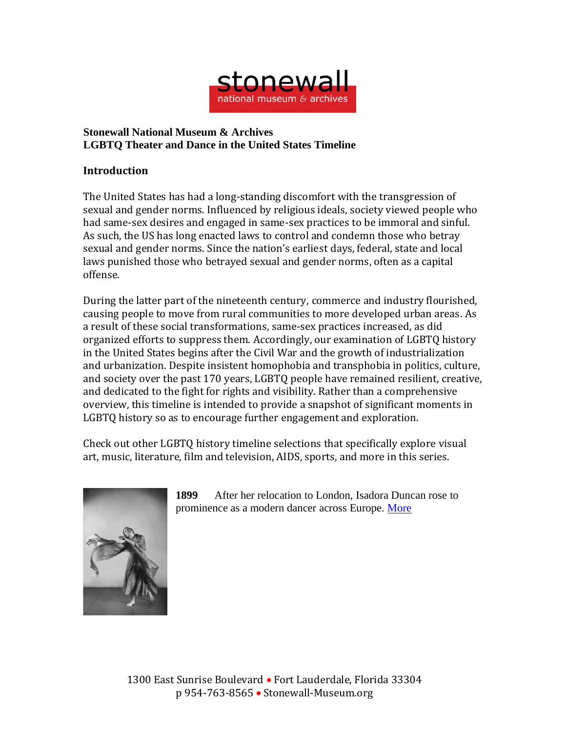**Stonewall National Museum & Archives**
**LGBTQ Theater and Dance in the United States Timeline**

## Introduction

The United States has had a long-standing discomfort with the transgression of sexual and gender norms. Influenced by religious ideals, society viewed people who had same-sex desires and engaged in same-sex practices to be immoral and sinful. As such, the US has long enacted laws to control and condemn those who betray sexual and gender norms. Since the nation's earliest days, federal, state and local laws punished those who betrayed sexual and gender norms, often as a capital offense.

During the latter part of the nineteenth century, commerce and industry flourished, causing people to move from rural communities to more developed urban areas. As a result of these social transformations, same-sex practices increased, as did organized efforts to suppress them. Accordingly, our examination of LGBTQ history in the United States begins after the Civil War and the growth of industrialization and urbanization. Despite insistent homophobia and transphobia in politics, culture, and society over the past 170 years, LGBTQ people have remained resilient, creative, and dedicated to the fight for rights and visibility. Rather than a comprehensive overview, this timeline is intended to provide a snapshot of significant moments in LGBTQ history so as to encourage further engagement and exploration.

Check out other LGBTQ history timeline selections that specifically explore visual art, music, literature, film and television, AIDS, sports, and more in this series.

**1899** After her relocation to London, Isadora Duncan rose to prominence as a modern dancer across Europe. More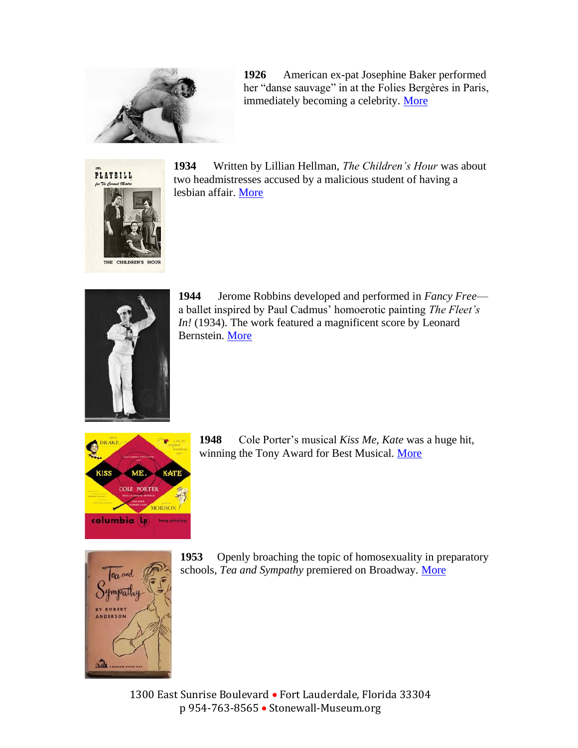**1926** American ex-pat Josephine Baker performed her “danse sauvage” in at the Folies Bergères in Paris, immediately becoming a celebrity. More

**1934** Written by Lillian Hellman, *The Children’s Hour* was about two headmistresses accused by a malicious student of having a lesbian affair. More

**1944** Jerome Robbins developed and performed in *Fancy Free*—a ballet inspired by Paul Cadmus’ homoerotic painting *The Fleet’s In!* (1934). The work featured a magnificent score by Leonard Bernstein. More

**1948** Cole Porter’s musical *Kiss Me, Kate* was a huge hit, winning the Tony Award for Best Musical. More

**1953** Openly broaching the topic of homosexuality in preparatory schools, *Tea and Sympathy* premiered on Broadway. More

1300 East Sunrise Boulevard • Fort Lauderdale, Florida 33304
p 954-763-8565 • Stonewall-Museum.org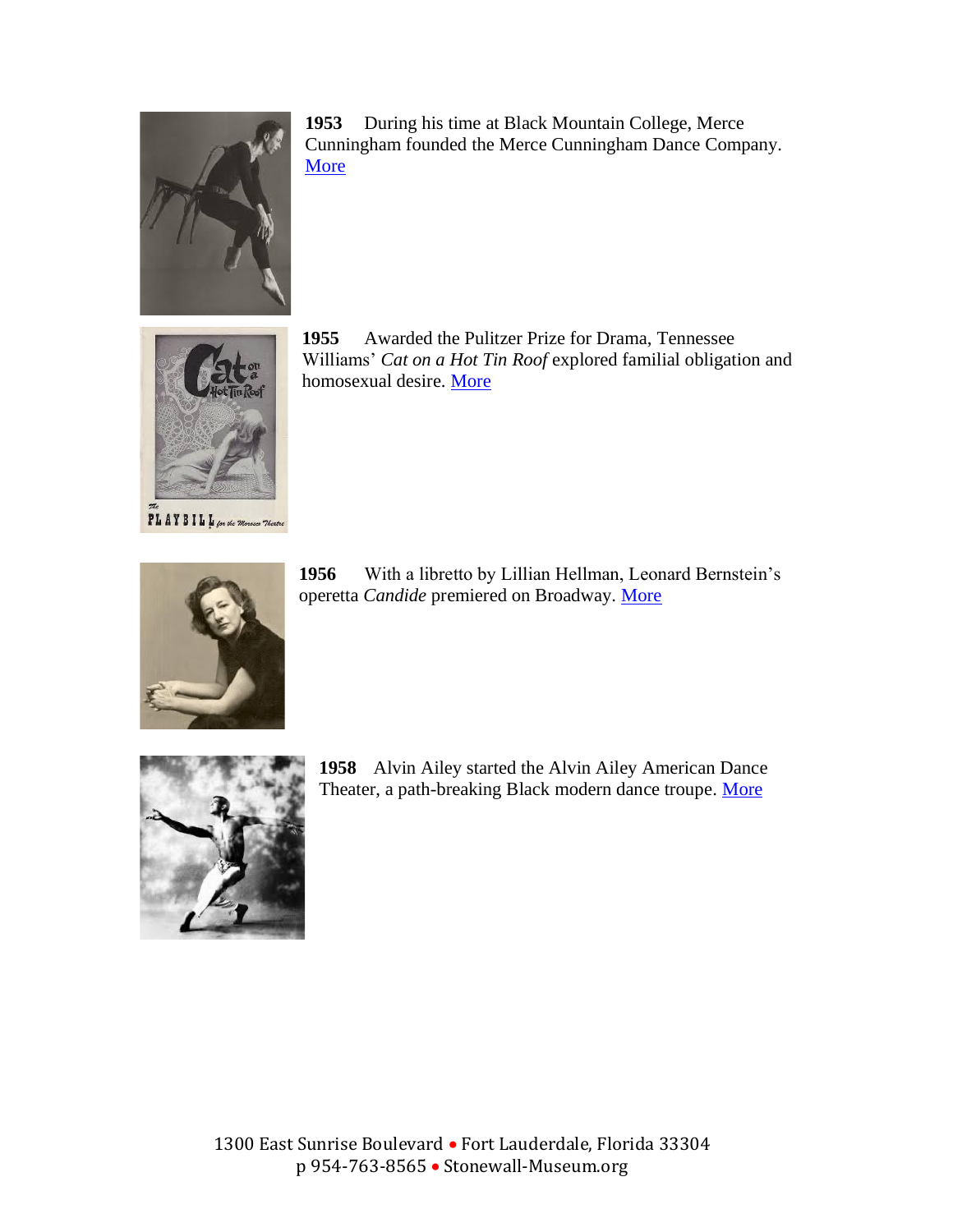**1953** During his time at Black Mountain College, Merce Cunningham founded the Merce Cunningham Dance Company. More

**1955** Awarded the Pulitzer Prize for Drama, Tennessee Williams' *Cat on a Hot Tin Roof* explored familial obligation and homosexual desire. More

**1956** With a libretto by Lillian Hellman, Leonard Bernstein's operetta *Candide* premiered on Broadway. More

**1958** Alvin Ailey started the Alvin Ailey American Dance Theater, a path-breaking Black modern dance troupe. More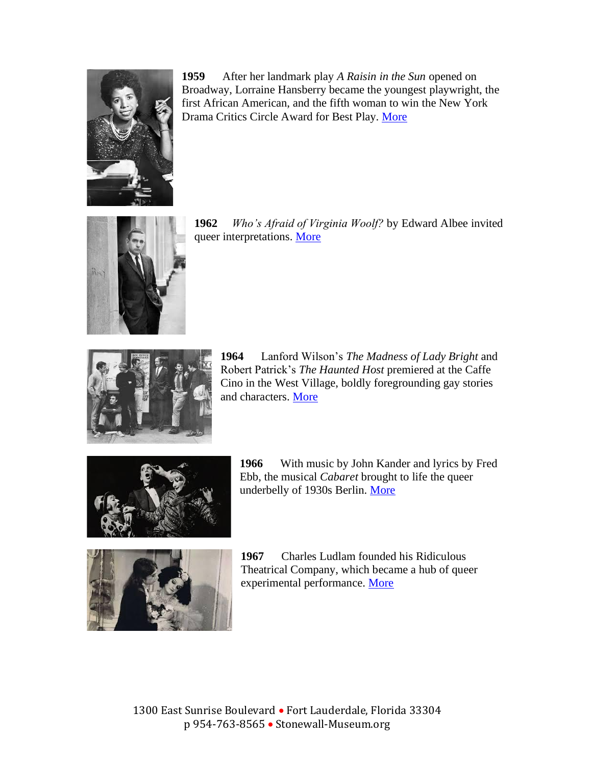**1959** After her landmark play *A Raisin in the Sun* opened on Broadway, Lorraine Hansberry became the youngest playwright, the first African American, and the fifth woman to win the New York Drama Critics Circle Award for Best Play. [More]

**1962** *Who's Afraid of Virginia Woolf?* by Edward Albee invited queer interpretations. [More]

**1964** Lanford Wilson's *The Madness of Lady Bright* and Robert Patrick's *The Haunted Host* premiered at the Caffe Cino in the West Village, boldly foregrounding gay stories and characters. [More]

**1966** With music by John Kander and lyrics by Fred Ebb, the musical *Cabaret* brought to life the queer underbelly of 1930s Berlin. [More]

**1967** Charles Ludlam founded his Ridiculous Theatrical Company, which became a hub of queer experimental performance. [More]

1300 East Sunrise Boulevard • Fort Lauderdale, Florida 33304
p 954-763-8565 • Stonewall-Museum.org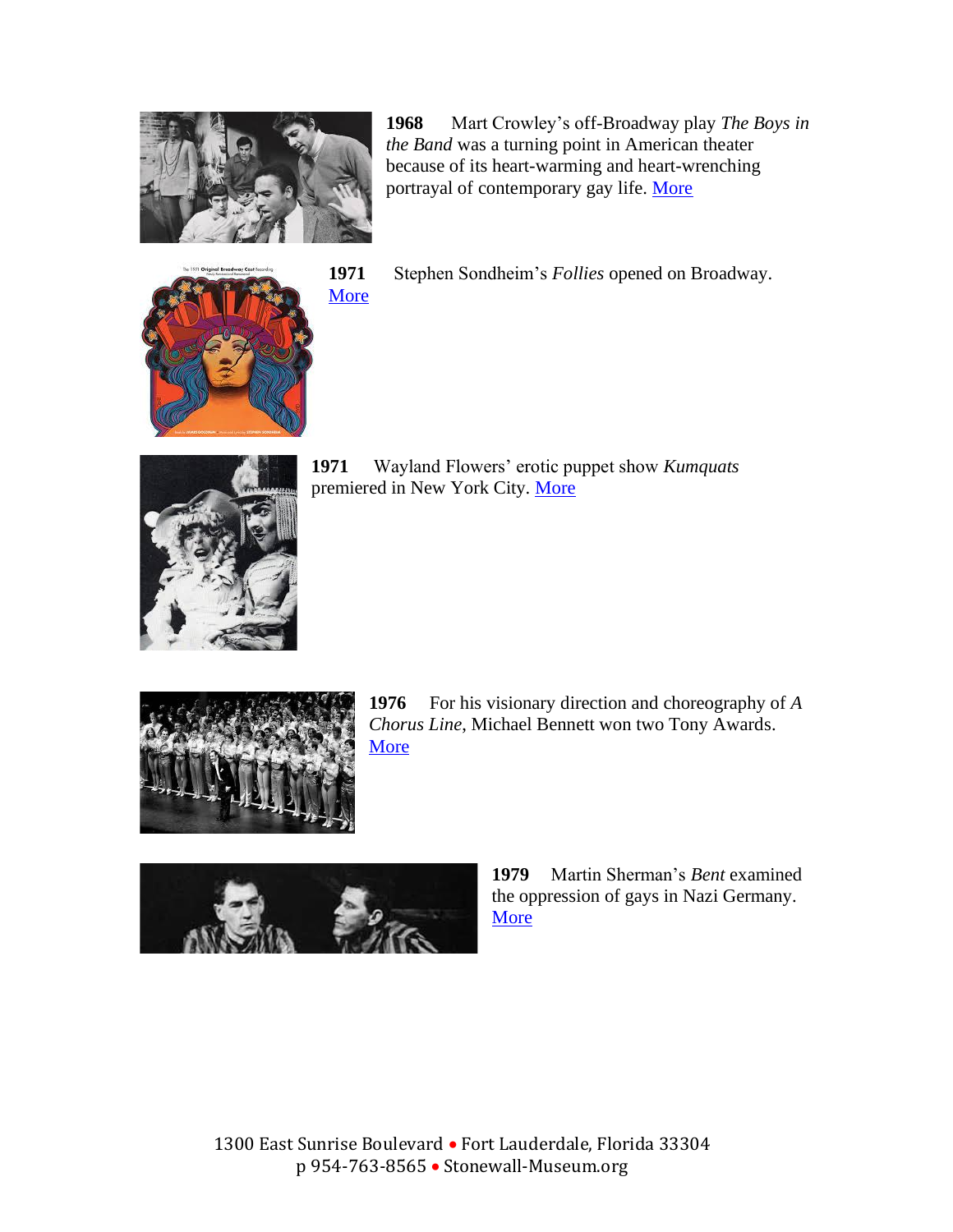**1968** Mart Crowley's off-Broadway play *The Boys in the Band* was a turning point in American theater because of its heart-warming and heart-wrenching portrayal of contemporary gay life. More

**1971** Stephen Sondheim's *Follies* opened on Broadway. More

**1971** Wayland Flowers' erotic puppet show *Kumquats* premiered in New York City. More

**1976** For his visionary direction and choreography of *A Chorus Line*, Michael Bennett won two Tony Awards. More

**1979** Martin Sherman's *Bent* examined the oppression of gays in Nazi Germany. More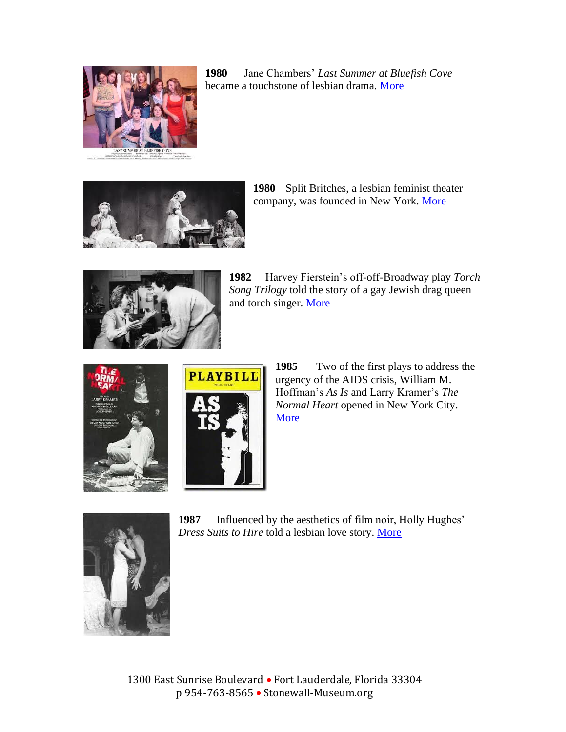**1980** Jane Chambers' *Last Summer at Bluefish Cove* became a touchstone of lesbian drama. More

**1980** Split Britches, a lesbian feminist theater company, was founded in New York. More

**1982** Harvey Fierstein's off-off-Broadway play *Torch Song Trilogy* told the story of a gay Jewish drag queen and torch singer. More

**1985** Two of the first plays to address the urgency of the AIDS crisis, William M. Hoffman's *As Is* and Larry Kramer's *The Normal Heart* opened in New York City. More

**1987** Influenced by the aesthetics of film noir, Holly Hughes' *Dress Suits to Hire* told a lesbian love story. More

1300 East Sunrise Boulevard • Fort Lauderdale, Florida 33304
p 954-763-8565 • Stonewall-Museum.org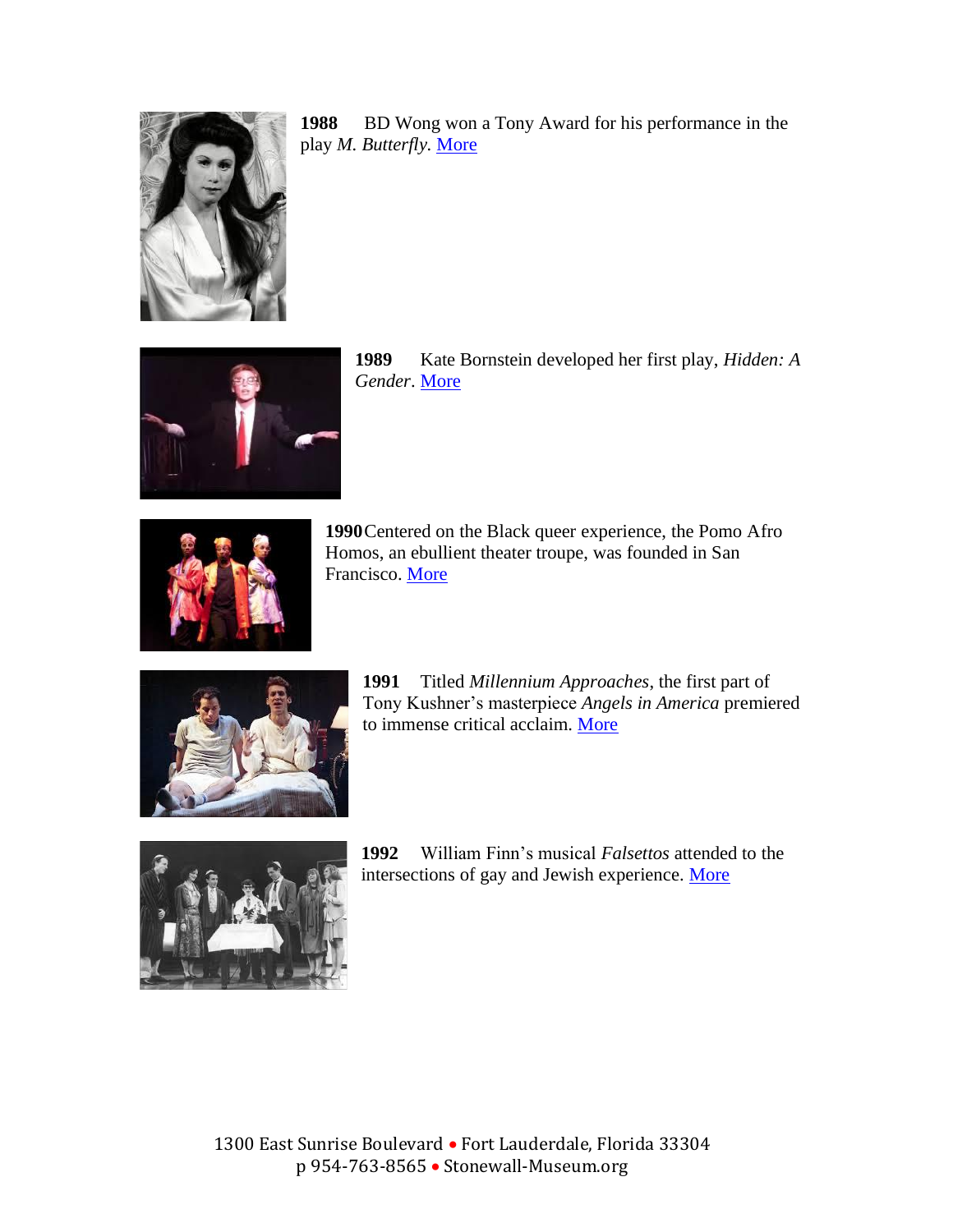**1988** BD Wong won a Tony Award for his performance in the play *M. Butterfly*. More

**1989** Kate Bornstein developed her first play, *Hidden: A Gender*. More

**1990** Centered on the Black queer experience, the Pomo Afro Homos, an ebullient theater troupe, was founded in San Francisco. More

**1991** Titled *Millennium Approaches*, the first part of Tony Kushner's masterpiece *Angels in America* premiered to immense critical acclaim. More

**1992** William Finn's musical *Falsettos* attended to the intersections of gay and Jewish experience. More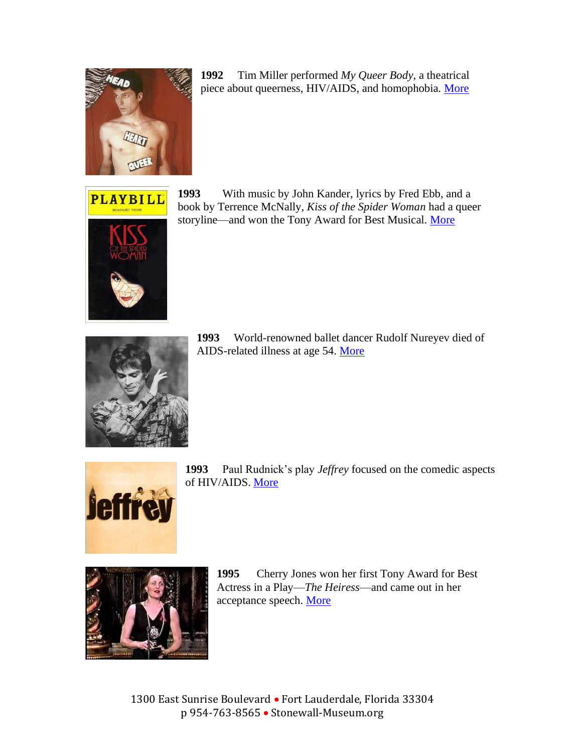**1992** Tim Miller performed *My Queer Body*, a theatrical piece about queerness, HIV/AIDS, and homophobia. More

**1993** With music by John Kander, lyrics by Fred Ebb, and a book by Terrence McNally, *Kiss of the Spider Woman* had a queer storyline—and won the Tony Award for Best Musical. More

**1993** World-renowned ballet dancer Rudolf Nureyev died of AIDS-related illness at age 54. More

**1993** Paul Rudnick's play *Jeffrey* focused on the comedic aspects of HIV/AIDS. More

**1995** Cherry Jones won her first Tony Award for Best Actress in a Play—*The Heiress*—and came out in her acceptance speech. More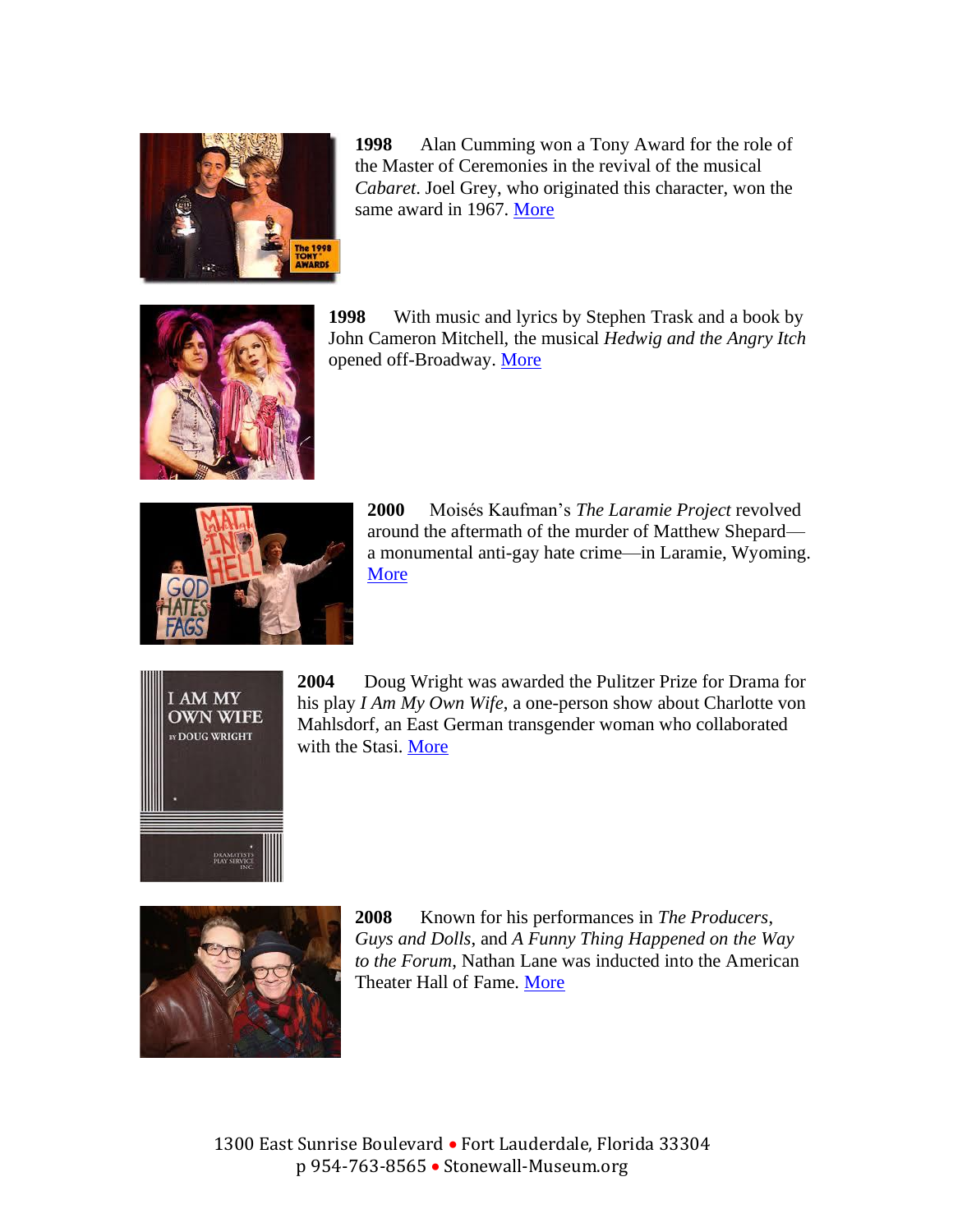**1998** Alan Cumming won a Tony Award for the role of the Master of Ceremonies in the revival of the musical *Cabaret*. Joel Grey, who originated this character, won the same award in 1967. More

**1998** With music and lyrics by Stephen Trask and a book by John Cameron Mitchell, the musical *Hedwig and the Angry Itch* opened off-Broadway. More

**2000** Moisés Kaufman's *The Laramie Project* revolved around the aftermath of the murder of Matthew Shepard—a monumental anti-gay hate crime—in Laramie, Wyoming. More

**2004** Doug Wright was awarded the Pulitzer Prize for Drama for his play *I Am My Own Wife*, a one-person show about Charlotte von Mahlsdorf, an East German transgender woman who collaborated with the Stasi. More

**2008** Known for his performances in *The Producers*, *Guys and Dolls*, and *A Funny Thing Happened on the Way to the Forum*, Nathan Lane was inducted into the American Theater Hall of Fame. More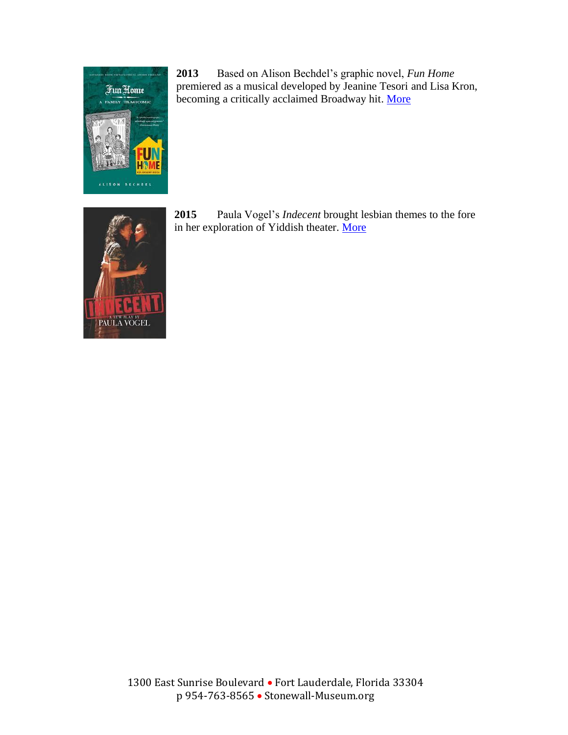**2013** Based on Alison Bechdel's graphic novel, *Fun Home* premiered as a musical developed by Jeanine Tesori and Lisa Kron, becoming a critically acclaimed Broadway hit. [More]

**2015** Paula Vogel's *Indecent* brought lesbian themes to the fore in her exploration of Yiddish theater. [More]

1300 East Sunrise Boulevard • Fort Lauderdale, Florida 33304
p 954-763-8565 • Stonewall-Museum.org